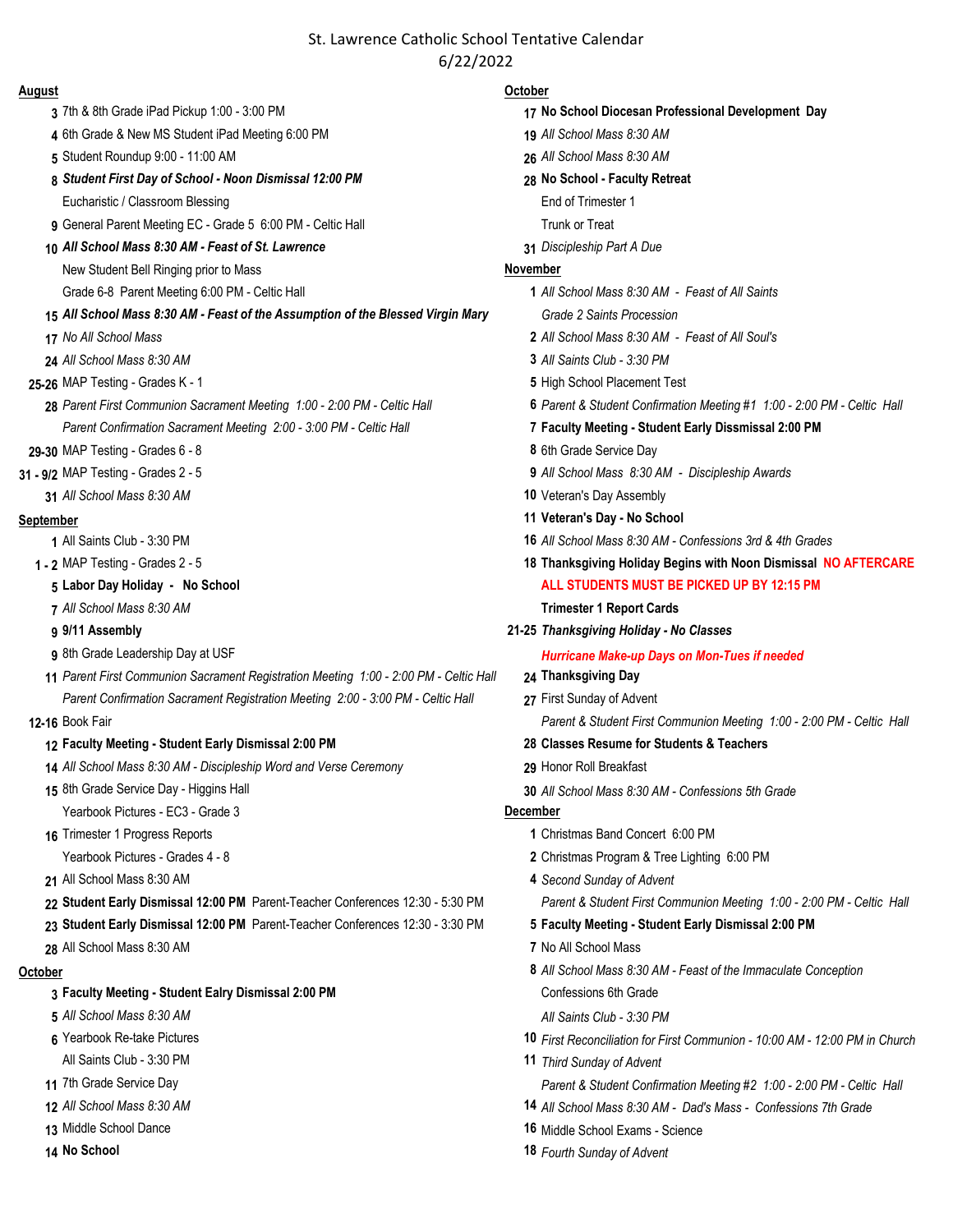# St. Lawrence Catholic School Tentative Calendar

6/22/2022

## August

- **3** 7th & 8th Grade iPad Pickup 1:00 - 3:00 PM
- **4** 6th Grade & New MS Student iPad Meeting 6:00 PM
- **5** Student Roundup 9:00 - 11:00 AM
- **8** ***Student First Day of School - Noon Dismissal 12:00 PM***
  Eucharistic / Classroom Blessing
- **9** General Parent Meeting EC - Grade 5 6:00 PM - Celtic Hall
- **10** ***All School Mass 8:30 AM - Feast of St. Lawrence***
  New Student Bell Ringing prior to Mass
  Grade 6-8 Parent Meeting 6:00 PM - Celtic Hall
- **15** ***All School Mass 8:30 AM - Feast of the Assumption of the Blessed Virgin Mary***
- **17** *No All School Mass*
- **24** *All School Mass 8:30 AM*
- **25-26** MAP Testing - Grades K - 1
- **28** *Parent First Communion Sacrament Meeting 1:00 - 2:00 PM - Celtic Hall*
  *Parent Confirmation Sacrament Meeting 2:00 - 3:00 PM - Celtic Hall*
- **29-30** MAP Testing - Grades 6 - 8
- **31 - 9/2** MAP Testing - Grades 2 - 5
- **31** *All School Mass 8:30 AM*

## September

- **1** All Saints Club - 3:30 PM
- **1 - 2** MAP Testing - Grades 2 - 5
- **5** **Labor Day Holiday - No School**
- **7** *All School Mass 8:30 AM*
- **9** **9/11 Assembly**
- **9** 8th Grade Leadership Day at USF
- **11** *Parent First Communion Sacrament Registration Meeting 1:00 - 2:00 PM - Celtic Hall*
  *Parent Confirmation Sacrament Registration Meeting 2:00 - 3:00 PM - Celtic Hall*
- **12-16** Book Fair
- **12** **Faculty Meeting - Student Early Dismissal 2:00 PM**
- **14** *All School Mass 8:30 AM - Discipleship Word and Verse Ceremony*
- **15** 8th Grade Service Day - Higgins Hall
  Yearbook Pictures - EC3 - Grade 3
- **16** Trimester 1 Progress Reports
  Yearbook Pictures - Grades 4 - 8
- **21** All School Mass 8:30 AM
- **22** **Student Early Dismissal 12:00 PM** Parent-Teacher Conferences 12:30 - 5:30 PM
- **23** **Student Early Dismissal 12:00 PM** Parent-Teacher Conferences 12:30 - 3:30 PM
- **28** All School Mass 8:30 AM

## October

- **3** **Faculty Meeting - Student Ealry Dismissal 2:00 PM**
- **5** *All School Mass 8:30 AM*
- **6** Yearbook Re-take Pictures
  All Saints Club - 3:30 PM
- **11** 7th Grade Service Day
- **12** *All School Mass 8:30 AM*
- **13** Middle School Dance
- **14** **No School**
- **17** **No School Diocesan Professional Development Day**
- **19** *All School Mass 8:30 AM*
- **26** *All School Mass 8:30 AM*
- **28** **No School - Faculty Retreat**
  End of Trimester 1
  Trunk or Treat
- **31** *Discipleship Part A Due*

## November

- **1** *All School Mass 8:30 AM - Feast of All Saints*
  *Grade 2 Saints Procession*
- **2** *All School Mass 8:30 AM - Feast of All Soul's*
- **3** *All Saints Club - 3:30 PM*
- **5** High School Placement Test
- **6** *Parent & Student Confirmation Meeting #1 1:00 - 2:00 PM - Celtic Hall*
- **7** **Faculty Meeting - Student Early Dissmissal 2:00 PM**
- **8** 6th Grade Service Day
- **9** *All School Mass 8:30 AM - Discipleship Awards*
- **10** Veteran's Day Assembly
- **11** **Veteran's Day - No School**
- **16** *All School Mass 8:30 AM - Confessions 3rd & 4th Grades*
- **18** **Thanksgiving Holiday Begins with Noon Dismissal NO AFTERCARE**
  **ALL STUDENTS MUST BE PICKED UP BY 12:15 PM**
  **Trimester 1 Report Cards**
- **21-25** ***Thanksgiving Holiday - No Classes***
  ***Hurricane Make-up Days on Mon-Tues if needed***
- **24** **Thanksgiving Day**
- **27** First Sunday of Advent
  *Parent & Student First Communion Meeting 1:00 - 2:00 PM - Celtic Hall*
- **28** **Classes Resume for Students & Teachers**
- **29** Honor Roll Breakfast
- **30** *All School Mass 8:30 AM - Confessions 5th Grade*

## December

- **1** Christmas Band Concert 6:00 PM
- **2** Christmas Program & Tree Lighting 6:00 PM
- **4** *Second Sunday of Advent*
  *Parent & Student First Communion Meeting 1:00 - 2:00 PM - Celtic Hall*
- **5** **Faculty Meeting - Student Early Dismissal 2:00 PM**
- **7** No All School Mass
- **8** *All School Mass 8:30 AM - Feast of the Immaculate Conception*
  Confessions 6th Grade
  *All Saints Club - 3:30 PM*
- **10** *First Reconciliation for First Communion - 10:00 AM - 12:00 PM in Church*
- **11** *Third Sunday of Advent*
  *Parent & Student Confirmation Meeting #2 1:00 - 2:00 PM - Celtic Hall*
- **14** *All School Mass 8:30 AM - Dad's Mass - Confessions 7th Grade*
- **16** Middle School Exams - Science
- **18** *Fourth Sunday of Advent*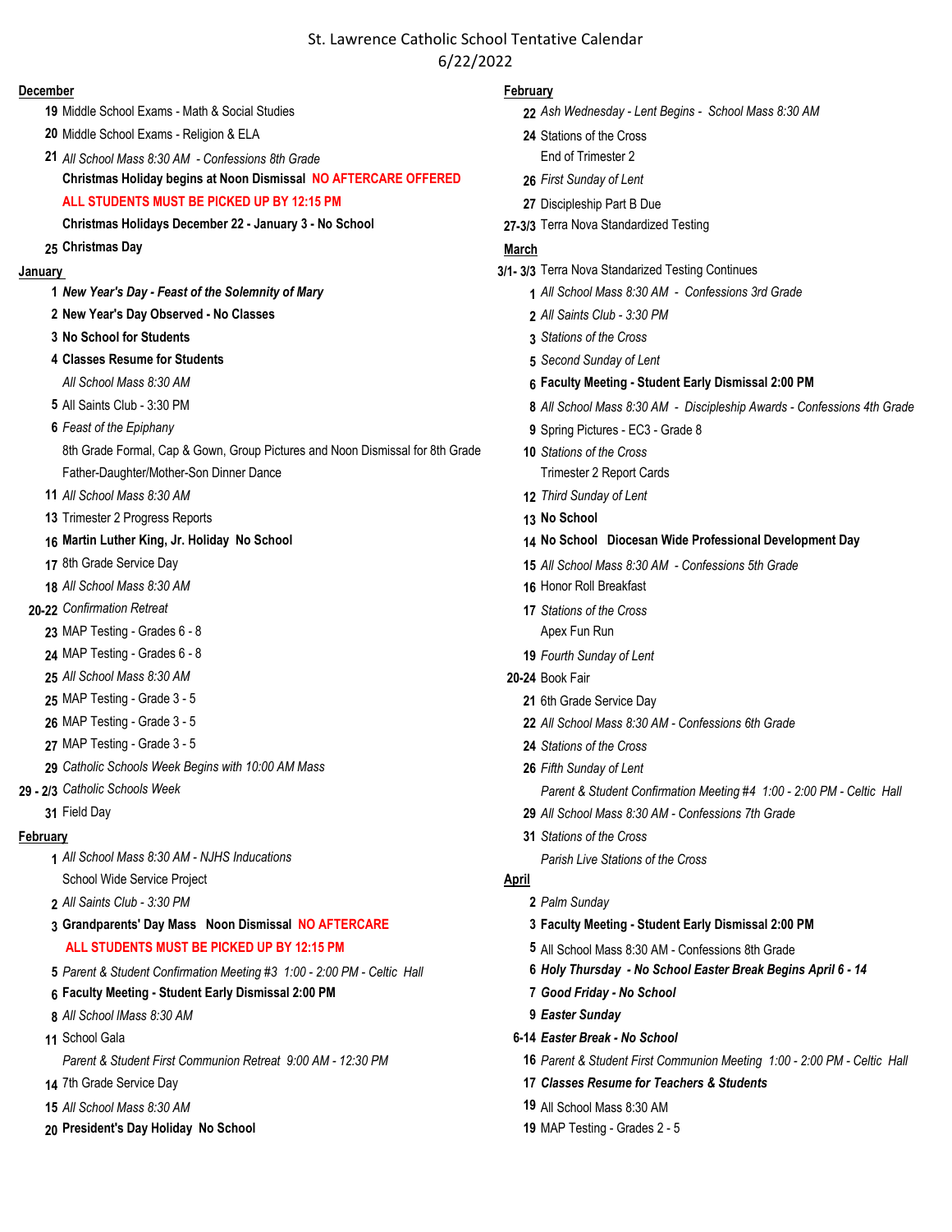St. Lawrence Catholic School Tentative Calendar
6/22/2022

**December**

- **19** Middle School Exams - Math & Social Studies
- **20** Middle School Exams - Religion & ELA
- **21** *All School Mass 8:30 AM - Confessions 8th Grade*
  **Christmas Holiday begins at Noon Dismissal NO AFTERCARE OFFERED**
  **ALL STUDENTS MUST BE PICKED UP BY 12:15 PM**
  **Christmas Holidays December 22 - January 3 - No School**
- **25** **Christmas Day**

**January**

- **1** ***New Year's Day - Feast of the Solemnity of Mary***
- **2** **New Year's Day Observed - No Classes**
- **3** **No School for Students**
- **4** **Classes Resume for Students**
  *All School Mass 8:30 AM*
- **5** All Saints Club - 3:30 PM
- **6** *Feast of the Epiphany*
  8th Grade Formal, Cap & Gown, Group Pictures and Noon Dismissal for 8th Grade
  Father-Daughter/Mother-Son Dinner Dance
- **11** *All School Mass 8:30 AM*
- **13** Trimester 2 Progress Reports
- **16** **Martin Luther King, Jr. Holiday No School**
- **17** 8th Grade Service Day
- **18** *All School Mass 8:30 AM*
- **20-22** *Confirmation Retreat*
- **23** MAP Testing - Grades 6 - 8
- **24** MAP Testing - Grades 6 - 8
- **25** *All School Mass 8:30 AM*
- **25** MAP Testing - Grade 3 - 5
- **26** MAP Testing - Grade 3 - 5
- **27** MAP Testing - Grade 3 - 5
- **29** *Catholic Schools Week Begins with 10:00 AM Mass*
- **29 - 2/3** *Catholic Schools Week*
- **31** Field Day

**February**

- **1** *All School Mass 8:30 AM - NJHS Inducations*
  School Wide Service Project
- **2** *All Saints Club - 3:30 PM*
- **3** **Grandparents' Day Mass Noon Dismissal NO AFTERCARE**
  **ALL STUDENTS MUST BE PICKED UP BY 12:15 PM**
- **5** *Parent & Student Confirmation Meeting #3 1:00 - 2:00 PM - Celtic Hall*
- **6** **Faculty Meeting - Student Early Dismissal 2:00 PM**
- **8** *All School IMass 8:30 AM*
- **11** School Gala
  *Parent & Student First Communion Retreat 9:00 AM - 12:30 PM*
- **14** 7th Grade Service Day
- **15** *All School Mass 8:30 AM*
- **20** **President's Day Holiday No School**
- **22** *Ash Wednesday - Lent Begins - School Mass 8:30 AM*
- **24** Stations of the Cross
  End of Trimester 2
- **26** *First Sunday of Lent*
- **27** Discipleship Part B Due
- **27-3/3** Terra Nova Standardized Testing

**March**

- **3/1- 3/3** Terra Nova Standarized Testing Continues
- **1** *All School Mass 8:30 AM - Confessions 3rd Grade*
- **2** *All Saints Club - 3:30 PM*
- **3** *Stations of the Cross*
- **5** *Second Sunday of Lent*
- **6** **Faculty Meeting - Student Early Dismissal 2:00 PM**
- **8** *All School Mass 8:30 AM - Discipleship Awards - Confessions 4th Grade*
- **9** Spring Pictures - EC3 - Grade 8
- **10** *Stations of the Cross*
  Trimester 2 Report Cards
- **12** *Third Sunday of Lent*
- **13** **No School**
- **14** **No School Diocesan Wide Professional Development Day**
- **15** *All School Mass 8:30 AM - Confessions 5th Grade*
- **16** Honor Roll Breakfast
- **17** *Stations of the Cross*
  Apex Fun Run
- **19** *Fourth Sunday of Lent*
- **20-24** Book Fair
- **21** 6th Grade Service Day
- **22** *All School Mass 8:30 AM - Confessions 6th Grade*
- **24** *Stations of the Cross*
- **26** *Fifth Sunday of Lent*
  *Parent & Student Confirmation Meeting #4 1:00 - 2:00 PM - Celtic Hall*
- **29** *All School Mass 8:30 AM - Confessions 7th Grade*
- **31** *Stations of the Cross*
  *Parish Live Stations of the Cross*

**April**

- **2** *Palm Sunday*
- **3** **Faculty Meeting - Student Early Dismissal 2:00 PM**
- **5** All School Mass 8:30 AM - Confessions 8th Grade
- **6** ***Holy Thursday - No School Easter Break Begins April 6 - 14***
- **7** ***Good Friday - No School***
- **9** ***Easter Sunday***
- **6-14** ***Easter Break - No School***
- **16** *Parent & Student First Communion Meeting 1:00 - 2:00 PM - Celtic Hall*
- **17** ***Classes Resume for Teachers & Students***
- **19** All School Mass 8:30 AM
- **19** MAP Testing - Grades 2 - 5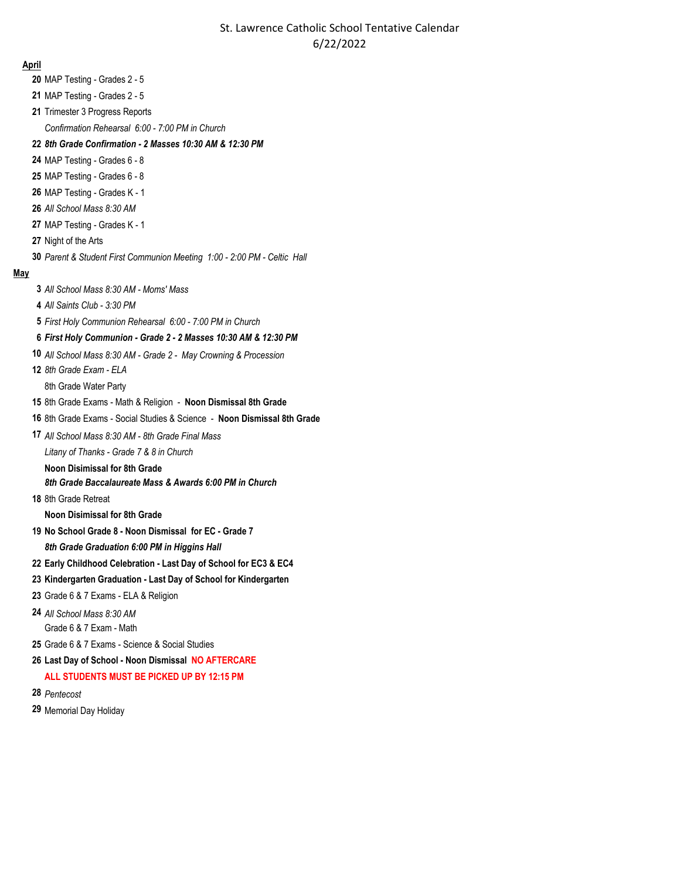St. Lawrence Catholic School Tentative Calendar
6/22/2022

**April**

**20** MAP Testing - Grades 2 - 5
**21** MAP Testing - Grades 2 - 5
**21** Trimester 3 Progress Reports
*Confirmation Rehearsal 6:00 - 7:00 PM in Church*
**22** ***8th Grade Confirmation - 2 Masses 10:30 AM & 12:30 PM***
**24** MAP Testing - Grades 6 - 8
**25** MAP Testing - Grades 6 - 8
**26** MAP Testing - Grades K - 1
**26** *All School Mass 8:30 AM*
**27** MAP Testing - Grades K - 1
**27** Night of the Arts
**30** *Parent & Student First Communion Meeting 1:00 - 2:00 PM - Celtic Hall*

**May**

**3** *All School Mass 8:30 AM - Moms' Mass*
**4** *All Saints Club - 3:30 PM*
**5** *First Holy Communion Rehearsal 6:00 - 7:00 PM in Church*
**6** ***First Holy Communion - Grade 2 - 2 Masses 10:30 AM & 12:30 PM***
**10** *All School Mass 8:30 AM - Grade 2 - May Crowning & Procession*
**12** *8th Grade Exam - ELA*
8th Grade Water Party
**15** 8th Grade Exams - Math & Religion - **Noon Dismissal 8th Grade**
**16** 8th Grade Exams - Social Studies & Science - **Noon Dismissal 8th Grade**
**17** *All School Mass 8:30 AM - 8th Grade Final Mass*
*Litany of Thanks - Grade 7 & 8 in Church*
**Noon Disimissal for 8th Grade**
***8th Grade Baccalaureate Mass & Awards 6:00 PM in Church***
**18** 8th Grade Retreat
**Noon Disimissal for 8th Grade**
**19** **No School Grade 8 - Noon Dismissal for EC - Grade 7**
***8th Grade Graduation 6:00 PM in Higgins Hall***
**22** **Early Childhood Celebration - Last Day of School for EC3 & EC4**
**23** **Kindergarten Graduation - Last Day of School for Kindergarten**
**23** Grade 6 & 7 Exams - ELA & Religion
**24** *All School Mass 8:30 AM*
Grade 6 & 7 Exam - Math
**25** Grade 6 & 7 Exams - Science & Social Studies
**26** **Last Day of School - Noon Dismissal NO AFTERCARE**
**ALL STUDENTS MUST BE PICKED UP BY 12:15 PM**
**28** *Pentecost*
**29** Memorial Day Holiday